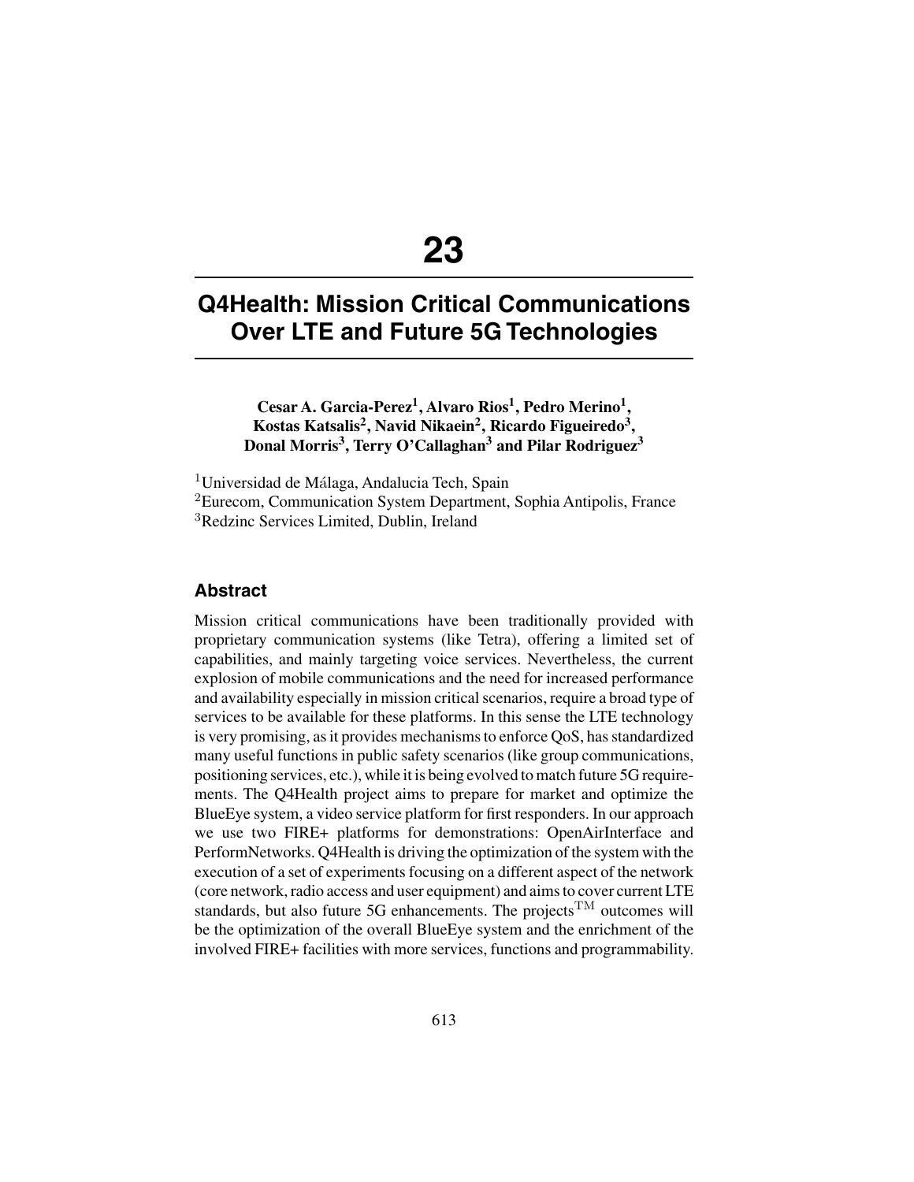# 23

# Q4Health: Mission Critical Communications Over LTE and Future 5G Technologies

**Cesar A. Garcia-Perez[1], Alvaro Rios[1], Pedro Merino[1], Kostas Katsalis[2], Navid Nikaein[2], Ricardo Figueiredo[3], Donal Morris[3], Terry O'Callaghan[3] and Pilar Rodriguez[3]**

[1]Universidad de Málaga, Andalucia Tech, Spain
[2]Eurecom, Communication System Department, Sophia Antipolis, France
[3]Redzinc Services Limited, Dublin, Ireland

## Abstract

Mission critical communications have been traditionally provided with proprietary communication systems (like Tetra), offering a limited set of capabilities, and mainly targeting voice services. Nevertheless, the current explosion of mobile communications and the need for increased performance and availability especially in mission critical scenarios, require a broad type of services to be available for these platforms. In this sense the LTE technology is very promising, as it provides mechanisms to enforce QoS, has standardized many useful functions in public safety scenarios (like group communications, positioning services, etc.), while it is being evolved to match future 5G requirements. The Q4Health project aims to prepare for market and optimize the BlueEye system, a video service platform for first responders. In our approach we use two FIRE+ platforms for demonstrations: OpenAirInterface and PerformNetworks. Q4Health is driving the optimization of the system with the execution of a set of experiments focusing on a different aspect of the network (core network, radio access and user equipment) and aims to cover current LTE standards, but also future 5G enhancements. The projects$^{TM}$ outcomes will be the optimization of the overall BlueEye system and the enrichment of the involved FIRE+ facilities with more services, functions and programmability.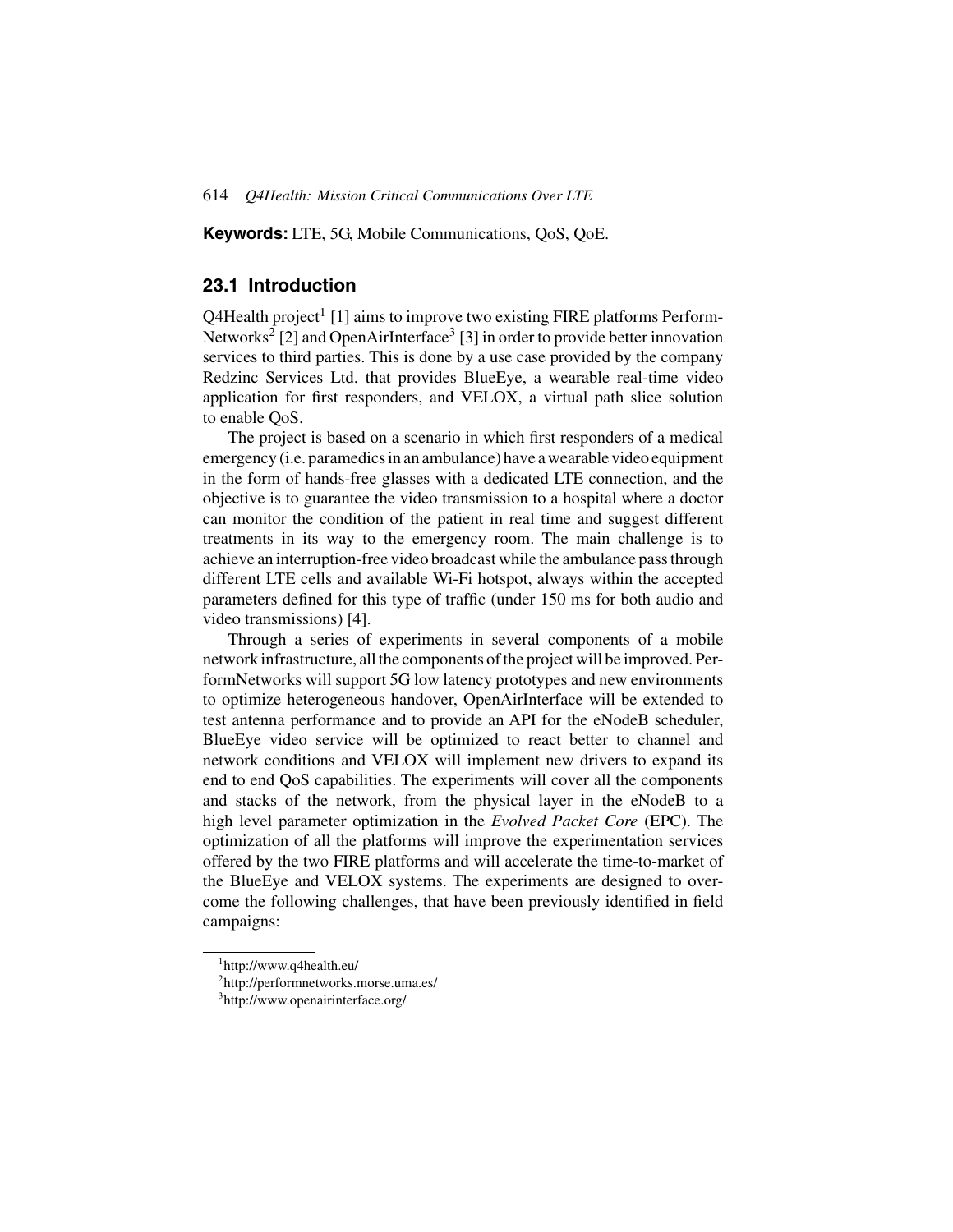**Keywords:** LTE, 5G, Mobile Communications, QoS, QoE.

## 23.1 Introduction

Q4Health project[1] [1] aims to improve two existing FIRE platforms PerformNetworks[2] [2] and OpenAirInterface[3] [3] in order to provide better innovation services to third parties. This is done by a use case provided by the company Redzinc Services Ltd. that provides BlueEye, a wearable real-time video application for first responders, and VELOX, a virtual path slice solution to enable QoS.

The project is based on a scenario in which first responders of a medical emergency (i.e. paramedics in an ambulance) have a wearable video equipment in the form of hands-free glasses with a dedicated LTE connection, and the objective is to guarantee the video transmission to a hospital where a doctor can monitor the condition of the patient in real time and suggest different treatments in its way to the emergency room. The main challenge is to achieve an interruption-free video broadcast while the ambulance pass through different LTE cells and available Wi-Fi hotspot, always within the accepted parameters defined for this type of traffic (under 150 ms for both audio and video transmissions) [4].

Through a series of experiments in several components of a mobile network infrastructure, all the components of the project will be improved. PerformNetworks will support 5G low latency prototypes and new environments to optimize heterogeneous handover, OpenAirInterface will be extended to test antenna performance and to provide an API for the eNodeB scheduler, BlueEye video service will be optimized to react better to channel and network conditions and VELOX will implement new drivers to expand its end to end QoS capabilities. The experiments will cover all the components and stacks of the network, from the physical layer in the eNodeB to a high level parameter optimization in the *Evolved Packet Core* (EPC). The optimization of all the platforms will improve the experimentation services offered by the two FIRE platforms and will accelerate the time-to-market of the BlueEye and VELOX systems. The experiments are designed to overcome the following challenges, that have been previously identified in field campaigns:

---

[1] http://www.q4health.eu/

[2] http://performnetworks.morse.uma.es/

[3] http://www.openairinterface.org/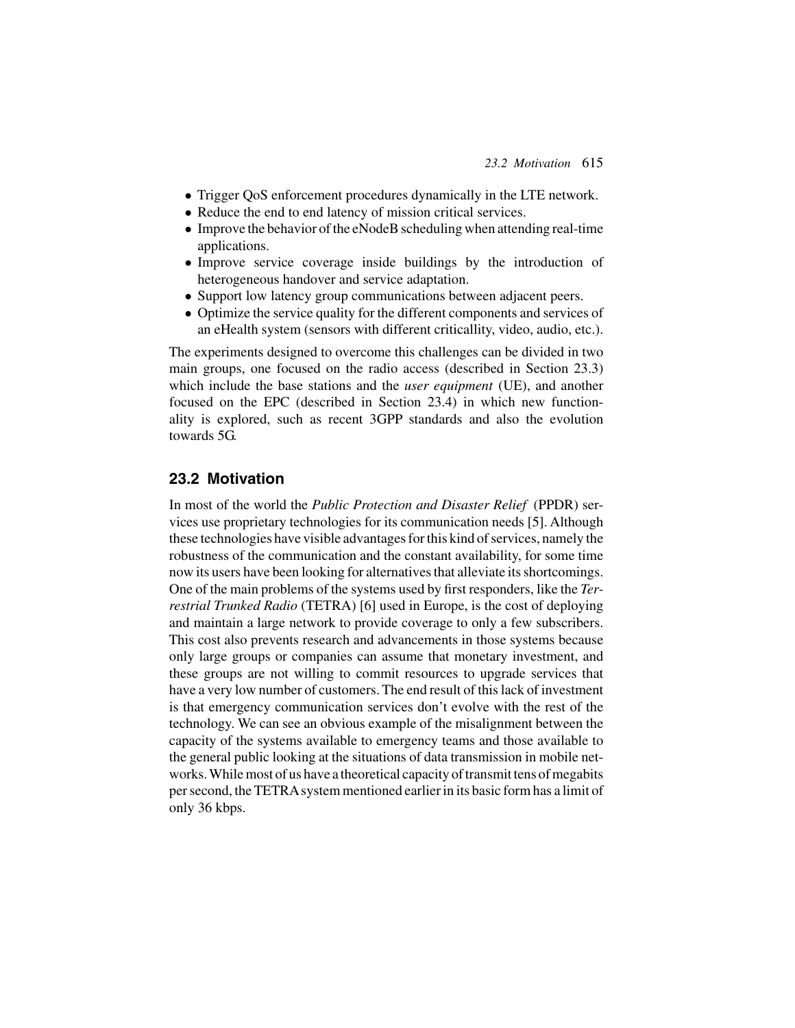- Trigger QoS enforcement procedures dynamically in the LTE network.
- Reduce the end to end latency of mission critical services.
- Improve the behavior of the eNodeB scheduling when attending real-time applications.
- Improve service coverage inside buildings by the introduction of heterogeneous handover and service adaptation.
- Support low latency group communications between adjacent peers.
- Optimize the service quality for the different components and services of an eHealth system (sensors with different criticallity, video, audio, etc.).

The experiments designed to overcome this challenges can be divided in two main groups, one focused on the radio access (described in Section 23.3) which include the base stations and the *user equipment* (UE), and another focused on the EPC (described in Section 23.4) in which new functionality is explored, such as recent 3GPP standards and also the evolution towards 5G.

## 23.2 Motivation

In most of the world the *Public Protection and Disaster Relief* (PPDR) services use proprietary technologies for its communication needs [5]. Although these technologies have visible advantages for this kind of services, namely the robustness of the communication and the constant availability, for some time now its users have been looking for alternatives that alleviate its shortcomings. One of the main problems of the systems used by first responders, like the *Terrestrial Trunked Radio* (TETRA) [6] used in Europe, is the cost of deploying and maintain a large network to provide coverage to only a few subscribers. This cost also prevents research and advancements in those systems because only large groups or companies can assume that monetary investment, and these groups are not willing to commit resources to upgrade services that have a very low number of customers. The end result of this lack of investment is that emergency communication services don't evolve with the rest of the technology. We can see an obvious example of the misalignment between the capacity of the systems available to emergency teams and those available to the general public looking at the situations of data transmission in mobile networks. While most of us have a theoretical capacity of transmit tens of megabits per second, the TETRA system mentioned earlier in its basic form has a limit of only 36 kbps.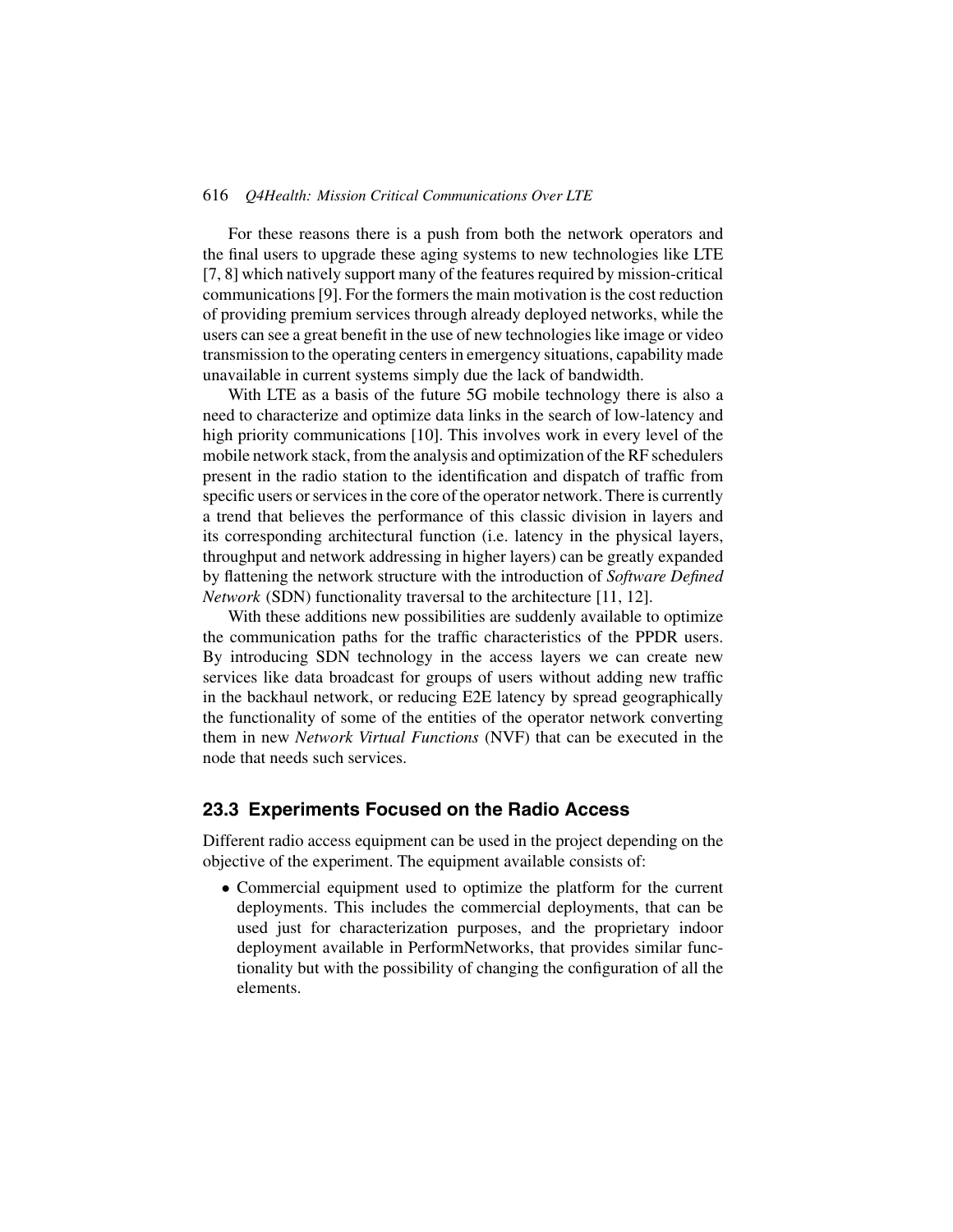For these reasons there is a push from both the network operators and the final users to upgrade these aging systems to new technologies like LTE [7, 8] which natively support many of the features required by mission-critical communications [9]. For the formers the main motivation is the cost reduction of providing premium services through already deployed networks, while the users can see a great benefit in the use of new technologies like image or video transmission to the operating centers in emergency situations, capability made unavailable in current systems simply due the lack of bandwidth.

With LTE as a basis of the future 5G mobile technology there is also a need to characterize and optimize data links in the search of low-latency and high priority communications [10]. This involves work in every level of the mobile network stack, from the analysis and optimization of the RF schedulers present in the radio station to the identification and dispatch of traffic from specific users or services in the core of the operator network. There is currently a trend that believes the performance of this classic division in layers and its corresponding architectural function (i.e. latency in the physical layers, throughput and network addressing in higher layers) can be greatly expanded by flattening the network structure with the introduction of *Software Defined Network* (SDN) functionality traversal to the architecture [11, 12].

With these additions new possibilities are suddenly available to optimize the communication paths for the traffic characteristics of the PPDR users. By introducing SDN technology in the access layers we can create new services like data broadcast for groups of users without adding new traffic in the backhaul network, or reducing E2E latency by spread geographically the functionality of some of the entities of the operator network converting them in new *Network Virtual Functions* (NVF) that can be executed in the node that needs such services.

## 23.3 Experiments Focused on the Radio Access

Different radio access equipment can be used in the project depending on the objective of the experiment. The equipment available consists of:

- Commercial equipment used to optimize the platform for the current deployments. This includes the commercial deployments, that can be used just for characterization purposes, and the proprietary indoor deployment available in PerformNetworks, that provides similar functionality but with the possibility of changing the configuration of all the elements.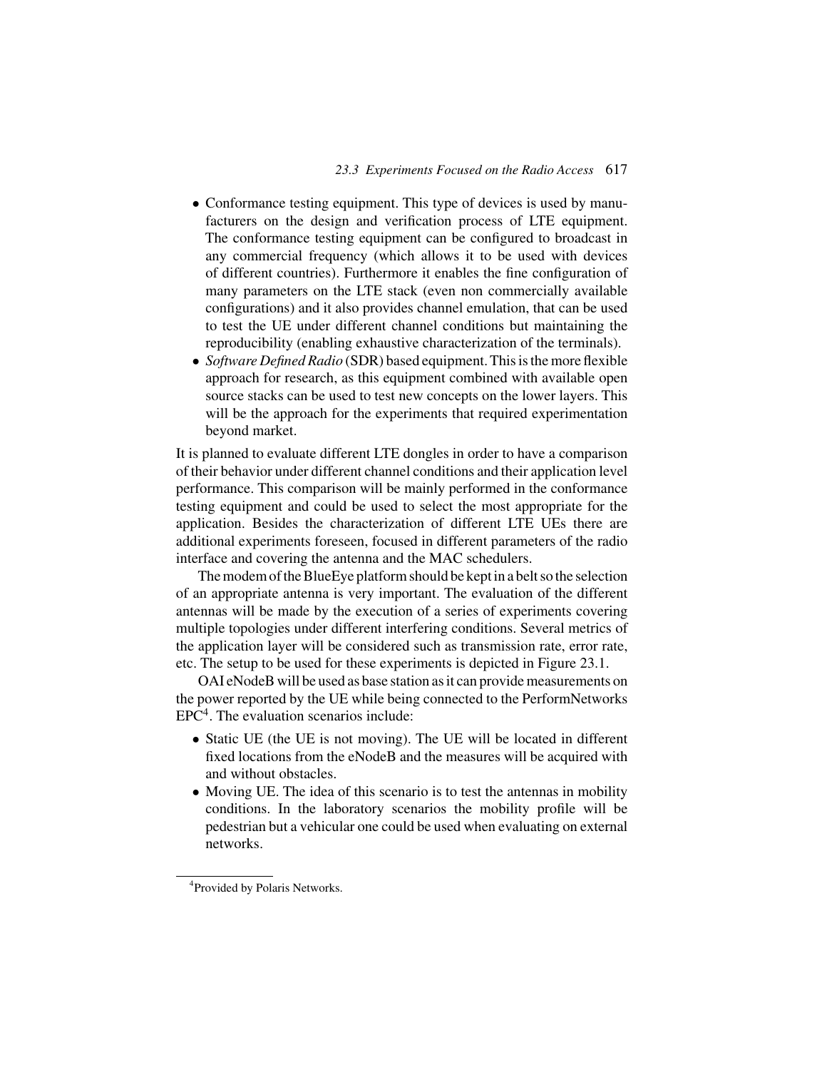- Conformance testing equipment. This type of devices is used by manufacturers on the design and verification process of LTE equipment. The conformance testing equipment can be configured to broadcast in any commercial frequency (which allows it to be used with devices of different countries). Furthermore it enables the fine configuration of many parameters on the LTE stack (even non commercially available configurations) and it also provides channel emulation, that can be used to test the UE under different channel conditions but maintaining the reproducibility (enabling exhaustive characterization of the terminals).
- *Software Defined Radio* (SDR) based equipment. This is the more flexible approach for research, as this equipment combined with available open source stacks can be used to test new concepts on the lower layers. This will be the approach for the experiments that required experimentation beyond market.

It is planned to evaluate different LTE dongles in order to have a comparison of their behavior under different channel conditions and their application level performance. This comparison will be mainly performed in the conformance testing equipment and could be used to select the most appropriate for the application. Besides the characterization of different LTE UEs there are additional experiments foreseen, focused in different parameters of the radio interface and covering the antenna and the MAC schedulers.

The modem of the BlueEye platform should be kept in a belt so the selection of an appropriate antenna is very important. The evaluation of the different antennas will be made by the execution of a series of experiments covering multiple topologies under different interfering conditions. Several metrics of the application layer will be considered such as transmission rate, error rate, etc. The setup to be used for these experiments is depicted in Figure 23.1.

OAI eNodeB will be used as base station as it can provide measurements on the power reported by the UE while being connected to the PerformNetworks EPC[4]. The evaluation scenarios include:

- Static UE (the UE is not moving). The UE will be located in different fixed locations from the eNodeB and the measures will be acquired with and without obstacles.
- Moving UE. The idea of this scenario is to test the antennas in mobility conditions. In the laboratory scenarios the mobility profile will be pedestrian but a vehicular one could be used when evaluating on external networks.

[4] Provided by Polaris Networks.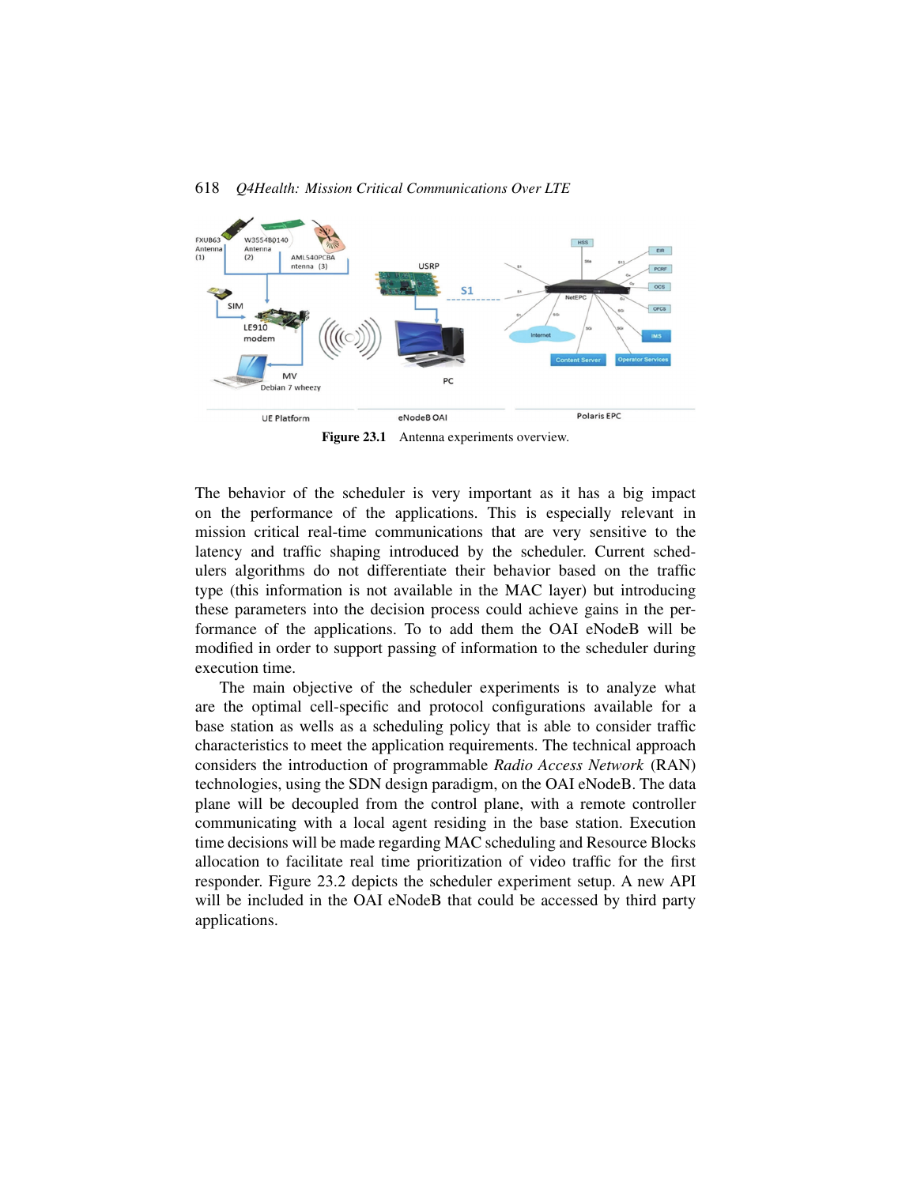Figure 23.1 Antenna experiments overview.

The behavior of the scheduler is very important as it has a big impact on the performance of the applications. This is especially relevant in mission critical real-time communications that are very sensitive to the latency and traffic shaping introduced by the scheduler. Current schedulers algorithms do not differentiate their behavior based on the traffic type (this information is not available in the MAC layer) but introducing these parameters into the decision process could achieve gains in the performance of the applications. To to add them the OAI eNodeB will be modified in order to support passing of information to the scheduler during execution time.

The main objective of the scheduler experiments is to analyze what are the optimal cell-specific and protocol configurations available for a base station as wells as a scheduling policy that is able to consider traffic characteristics to meet the application requirements. The technical approach considers the introduction of programmable *Radio Access Network* (RAN) technologies, using the SDN design paradigm, on the OAI eNodeB. The data plane will be decoupled from the control plane, with a remote controller communicating with a local agent residing in the base station. Execution time decisions will be made regarding MAC scheduling and Resource Blocks allocation to facilitate real time prioritization of video traffic for the first responder. Figure 23.2 depicts the scheduler experiment setup. A new API will be included in the OAI eNodeB that could be accessed by third party applications.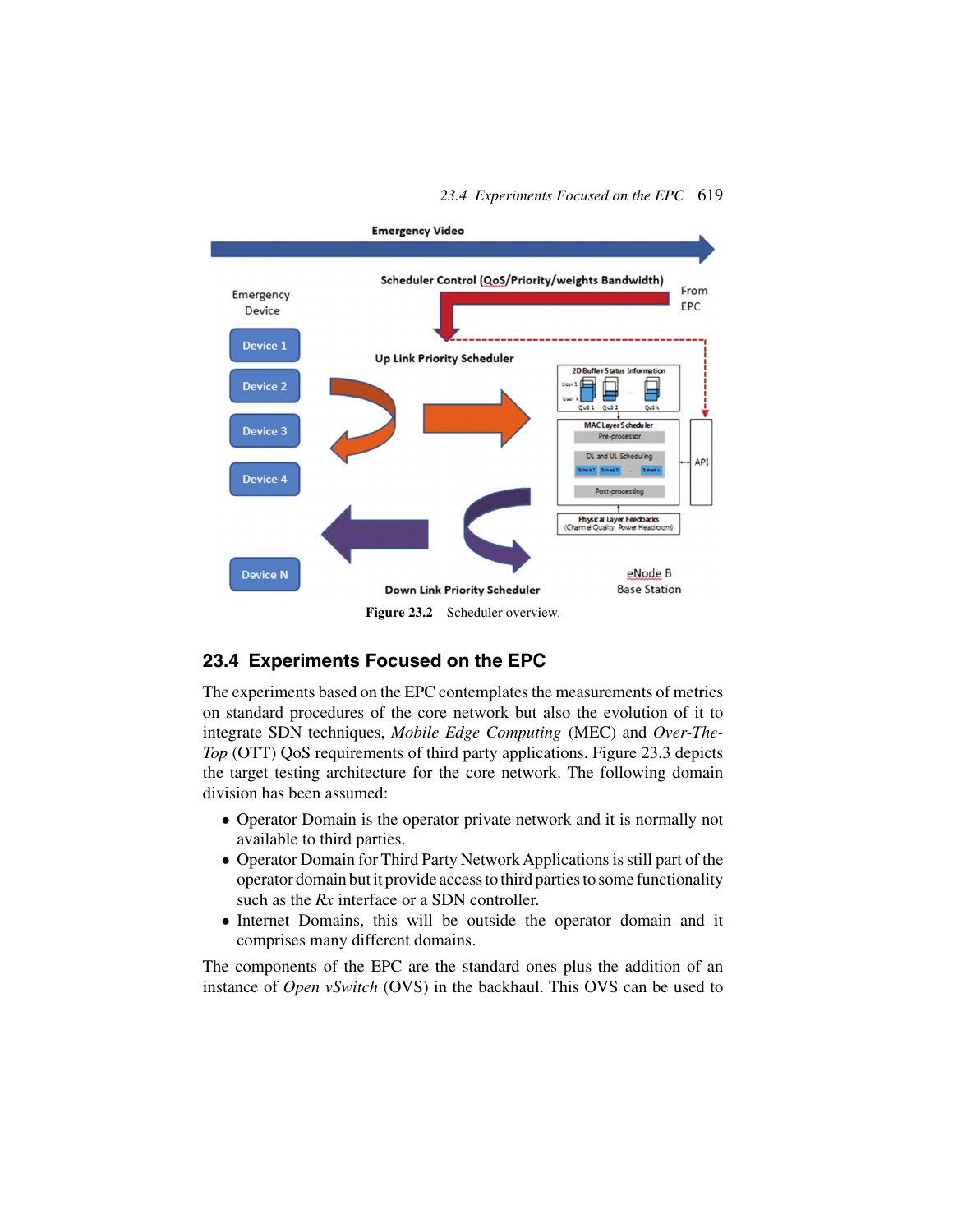Figure 23.2 Scheduler overview.

## 23.4 Experiments Focused on the EPC

The experiments based on the EPC contemplates the measurements of metrics on standard procedures of the core network but also the evolution of it to integrate SDN techniques, *Mobile Edge Computing* (MEC) and *Over-The-Top* (OTT) QoS requirements of third party applications. Figure 23.3 depicts the target testing architecture for the core network. The following domain division has been assumed:

- Operator Domain is the operator private network and it is normally not available to third parties.
- Operator Domain for Third Party Network Applications is still part of the operator domain but it provide access to third parties to some functionality such as the *Rx* interface or a SDN controller.
- Internet Domains, this will be outside the operator domain and it comprises many different domains.

The components of the EPC are the standard ones plus the addition of an instance of *Open vSwitch* (OVS) in the backhaul. This OVS can be used to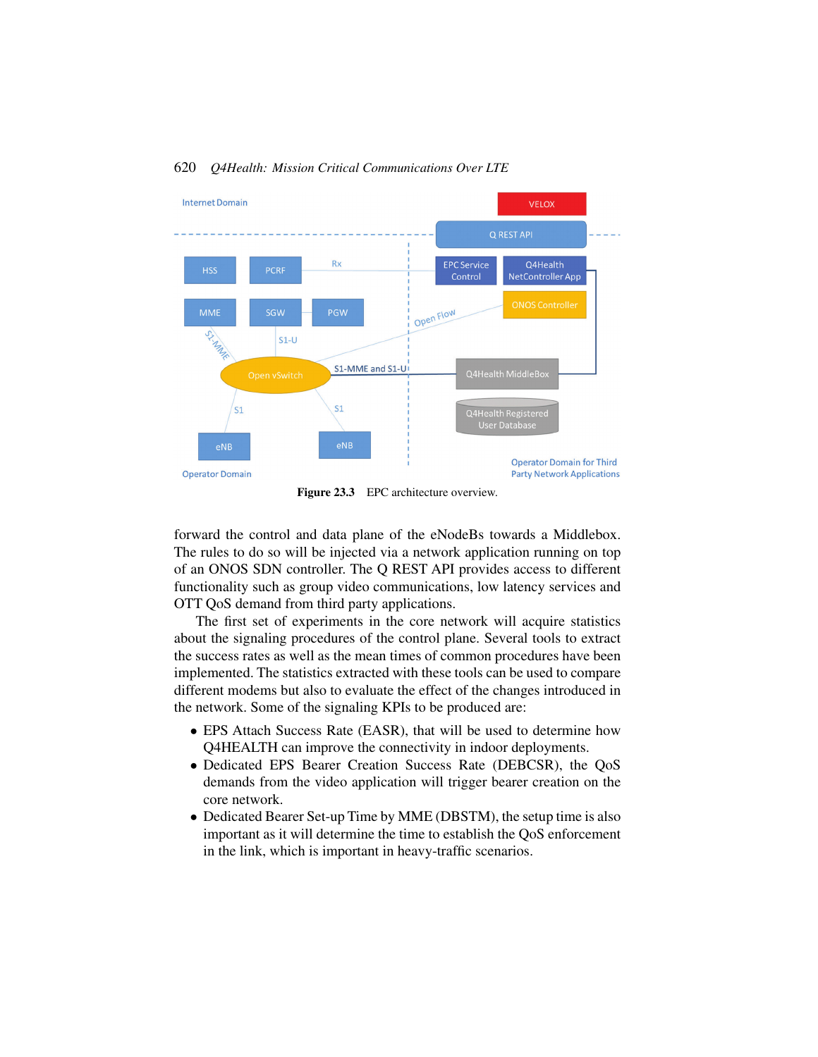Figure 23.3 EPC architecture overview.

forward the control and data plane of the eNodeBs towards a Middlebox. The rules to do so will be injected via a network application running on top of an ONOS SDN controller. The Q REST API provides access to different functionality such as group video communications, low latency services and OTT QoS demand from third party applications.

The first set of experiments in the core network will acquire statistics about the signaling procedures of the control plane. Several tools to extract the success rates as well as the mean times of common procedures have been implemented. The statistics extracted with these tools can be used to compare different modems but also to evaluate the effect of the changes introduced in the network. Some of the signaling KPIs to be produced are:

- EPS Attach Success Rate (EASR), that will be used to determine how Q4HEALTH can improve the connectivity in indoor deployments.
- Dedicated EPS Bearer Creation Success Rate (DEBCSR), the QoS demands from the video application will trigger bearer creation on the core network.
- Dedicated Bearer Set-up Time by MME (DBSTM), the setup time is also important as it will determine the time to establish the QoS enforcement in the link, which is important in heavy-traffic scenarios.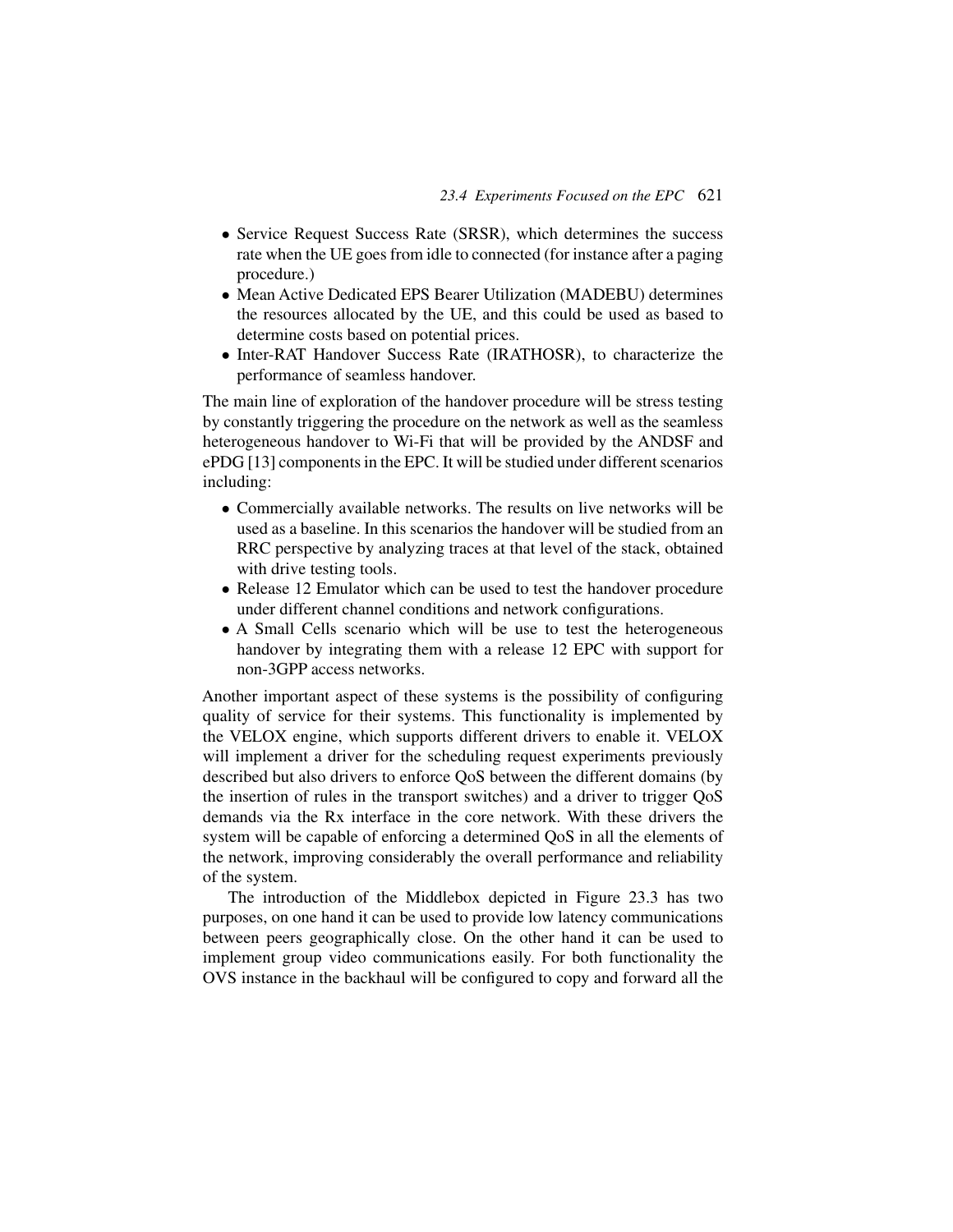- Service Request Success Rate (SRSR), which determines the success rate when the UE goes from idle to connected (for instance after a paging procedure.)
- Mean Active Dedicated EPS Bearer Utilization (MADEBU) determines the resources allocated by the UE, and this could be used as based to determine costs based on potential prices.
- Inter-RAT Handover Success Rate (IRATHOSR), to characterize the performance of seamless handover.

The main line of exploration of the handover procedure will be stress testing by constantly triggering the procedure on the network as well as the seamless heterogeneous handover to Wi-Fi that will be provided by the ANDSF and ePDG [13] components in the EPC. It will be studied under different scenarios including:

- Commercially available networks. The results on live networks will be used as a baseline. In this scenarios the handover will be studied from an RRC perspective by analyzing traces at that level of the stack, obtained with drive testing tools.
- Release 12 Emulator which can be used to test the handover procedure under different channel conditions and network configurations.
- A Small Cells scenario which will be use to test the heterogeneous handover by integrating them with a release 12 EPC with support for non-3GPP access networks.

Another important aspect of these systems is the possibility of configuring quality of service for their systems. This functionality is implemented by the VELOX engine, which supports different drivers to enable it. VELOX will implement a driver for the scheduling request experiments previously described but also drivers to enforce QoS between the different domains (by the insertion of rules in the transport switches) and a driver to trigger QoS demands via the Rx interface in the core network. With these drivers the system will be capable of enforcing a determined QoS in all the elements of the network, improving considerably the overall performance and reliability of the system.

The introduction of the Middlebox depicted in Figure 23.3 has two purposes, on one hand it can be used to provide low latency communications between peers geographically close. On the other hand it can be used to implement group video communications easily. For both functionality the OVS instance in the backhaul will be configured to copy and forward all the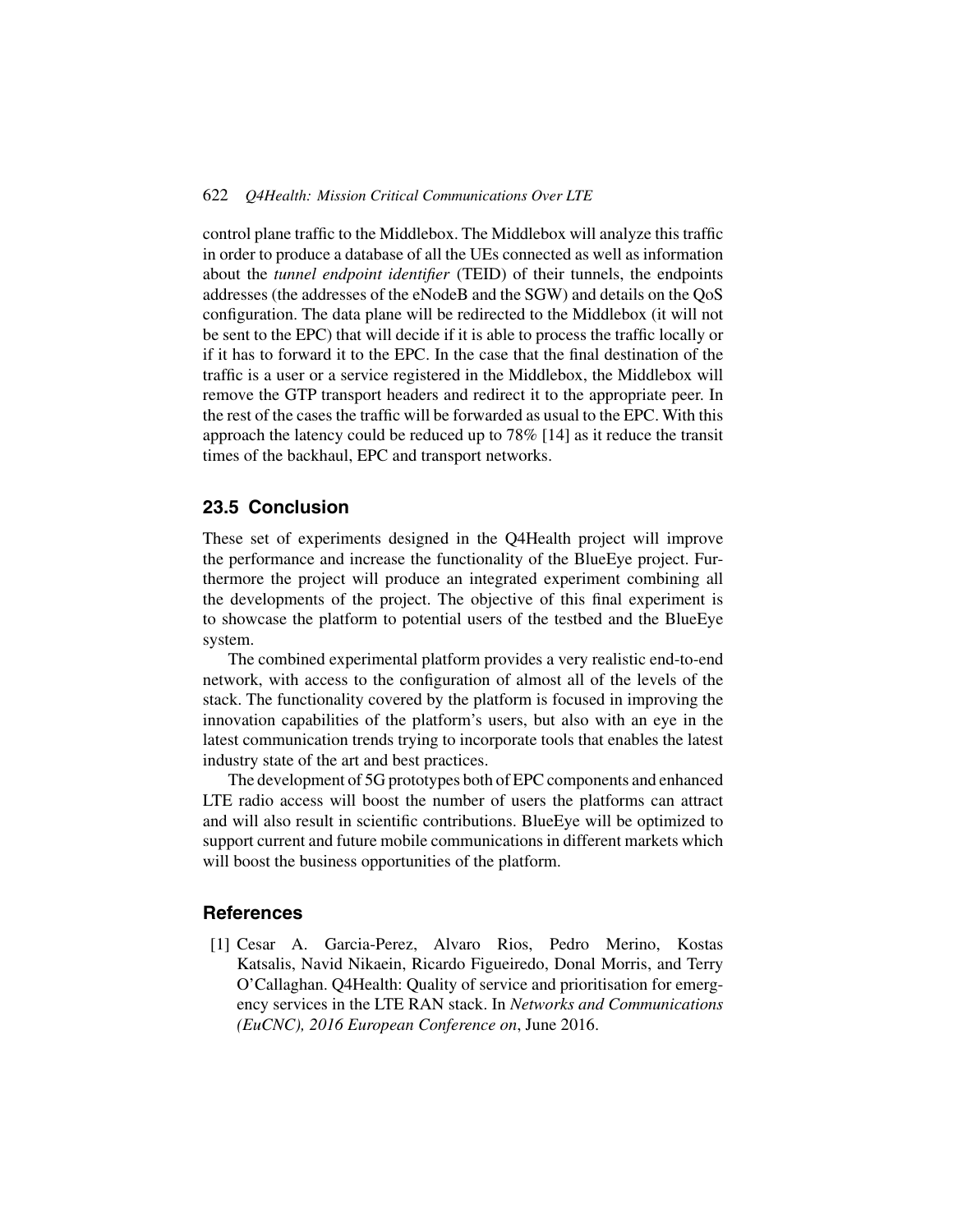control plane traffic to the Middlebox. The Middlebox will analyze this traffic in order to produce a database of all the UEs connected as well as information about the *tunnel endpoint identifier* (TEID) of their tunnels, the endpoints addresses (the addresses of the eNodeB and the SGW) and details on the QoS configuration. The data plane will be redirected to the Middlebox (it will not be sent to the EPC) that will decide if it is able to process the traffic locally or if it has to forward it to the EPC. In the case that the final destination of the traffic is a user or a service registered in the Middlebox, the Middlebox will remove the GTP transport headers and redirect it to the appropriate peer. In the rest of the cases the traffic will be forwarded as usual to the EPC. With this approach the latency could be reduced up to 78% [14] as it reduce the transit times of the backhaul, EPC and transport networks.

## 23.5 Conclusion

These set of experiments designed in the Q4Health project will improve the performance and increase the functionality of the BlueEye project. Furthermore the project will produce an integrated experiment combining all the developments of the project. The objective of this final experiment is to showcase the platform to potential users of the testbed and the BlueEye system.

The combined experimental platform provides a very realistic end-to-end network, with access to the configuration of almost all of the levels of the stack. The functionality covered by the platform is focused in improving the innovation capabilities of the platform's users, but also with an eye in the latest communication trends trying to incorporate tools that enables the latest industry state of the art and best practices.

The development of 5G prototypes both of EPC components and enhanced LTE radio access will boost the number of users the platforms can attract and will also result in scientific contributions. BlueEye will be optimized to support current and future mobile communications in different markets which will boost the business opportunities of the platform.

## References

[1] Cesar A. Garcia-Perez, Alvaro Rios, Pedro Merino, Kostas Katsalis, Navid Nikaein, Ricardo Figueiredo, Donal Morris, and Terry O'Callaghan. Q4Health: Quality of service and prioritisation for emergency services in the LTE RAN stack. In *Networks and Communications (EuCNC), 2016 European Conference on*, June 2016.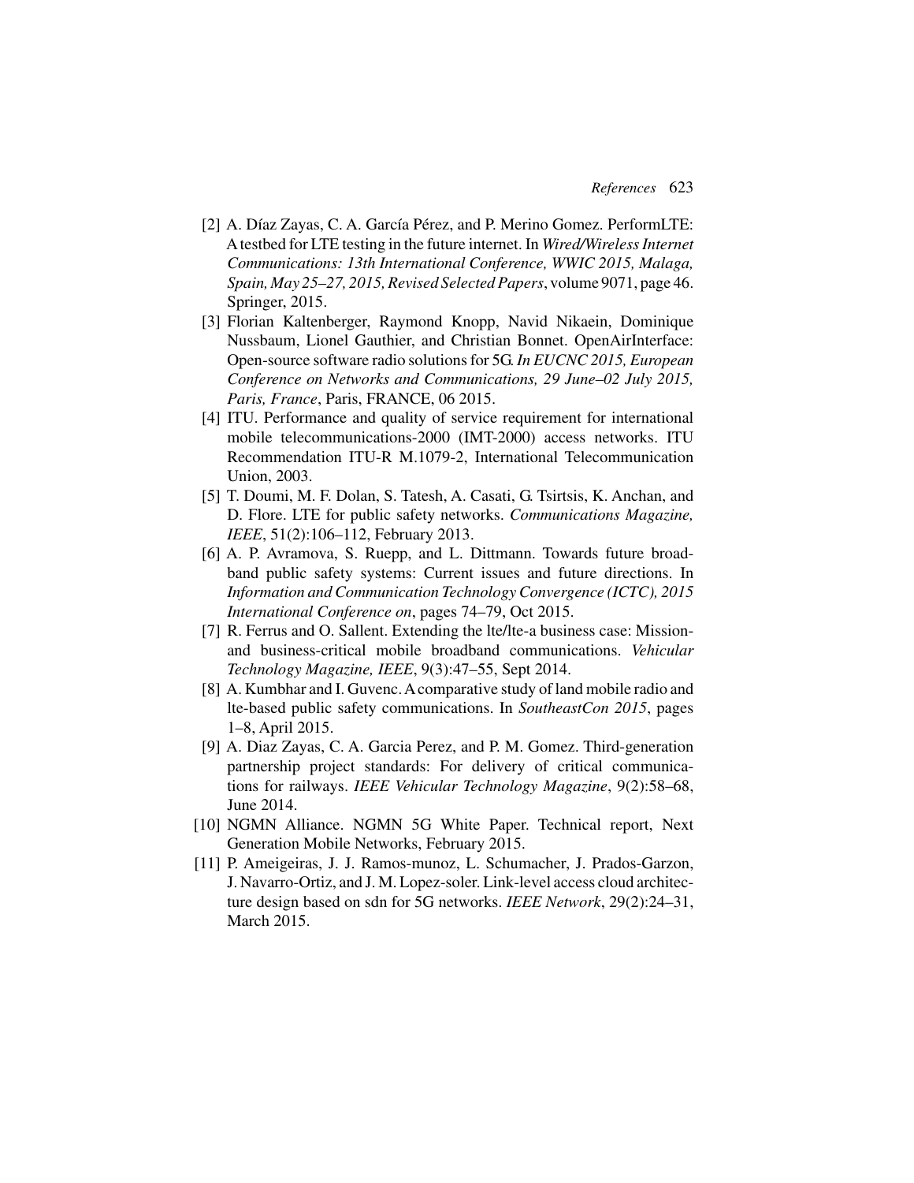[2] A. Díaz Zayas, C. A. García Pérez, and P. Merino Gomez. PerformLTE: A testbed for LTE testing in the future internet. In *Wired/Wireless Internet Communications: 13th International Conference, WWIC 2015, Malaga, Spain, May 25–27, 2015, Revised Selected Papers*, volume 9071, page 46. Springer, 2015.

[3] Florian Kaltenberger, Raymond Knopp, Navid Nikaein, Dominique Nussbaum, Lionel Gauthier, and Christian Bonnet. OpenAirInterface: Open-source software radio solutions for 5G. *In EUCNC 2015, European Conference on Networks and Communications, 29 June–02 July 2015, Paris, France*, Paris, FRANCE, 06 2015.

[4] ITU. Performance and quality of service requirement for international mobile telecommunications-2000 (IMT-2000) access networks. ITU Recommendation ITU-R M.1079-2, International Telecommunication Union, 2003.

[5] T. Doumi, M. F. Dolan, S. Tatesh, A. Casati, G. Tsirtsis, K. Anchan, and D. Flore. LTE for public safety networks. *Communications Magazine, IEEE*, 51(2):106–112, February 2013.

[6] A. P. Avramova, S. Ruepp, and L. Dittmann. Towards future broadband public safety systems: Current issues and future directions. In *Information and Communication Technology Convergence (ICTC), 2015 International Conference on*, pages 74–79, Oct 2015.

[7] R. Ferrus and O. Sallent. Extending the lte/lte-a business case: Mission- and business-critical mobile broadband communications. *Vehicular Technology Magazine, IEEE*, 9(3):47–55, Sept 2014.

[8] A. Kumbhar and I. Guvenc. A comparative study of land mobile radio and lte-based public safety communications. In *SoutheastCon 2015*, pages 1–8, April 2015.

[9] A. Diaz Zayas, C. A. Garcia Perez, and P. M. Gomez. Third-generation partnership project standards: For delivery of critical communications for railways. *IEEE Vehicular Technology Magazine*, 9(2):58–68, June 2014.

[10] NGMN Alliance. NGMN 5G White Paper. Technical report, Next Generation Mobile Networks, February 2015.

[11] P. Ameigeiras, J. J. Ramos-munoz, L. Schumacher, J. Prados-Garzon, J. Navarro-Ortiz, and J. M. Lopez-soler. Link-level access cloud architecture design based on sdn for 5G networks. *IEEE Network*, 29(2):24–31, March 2015.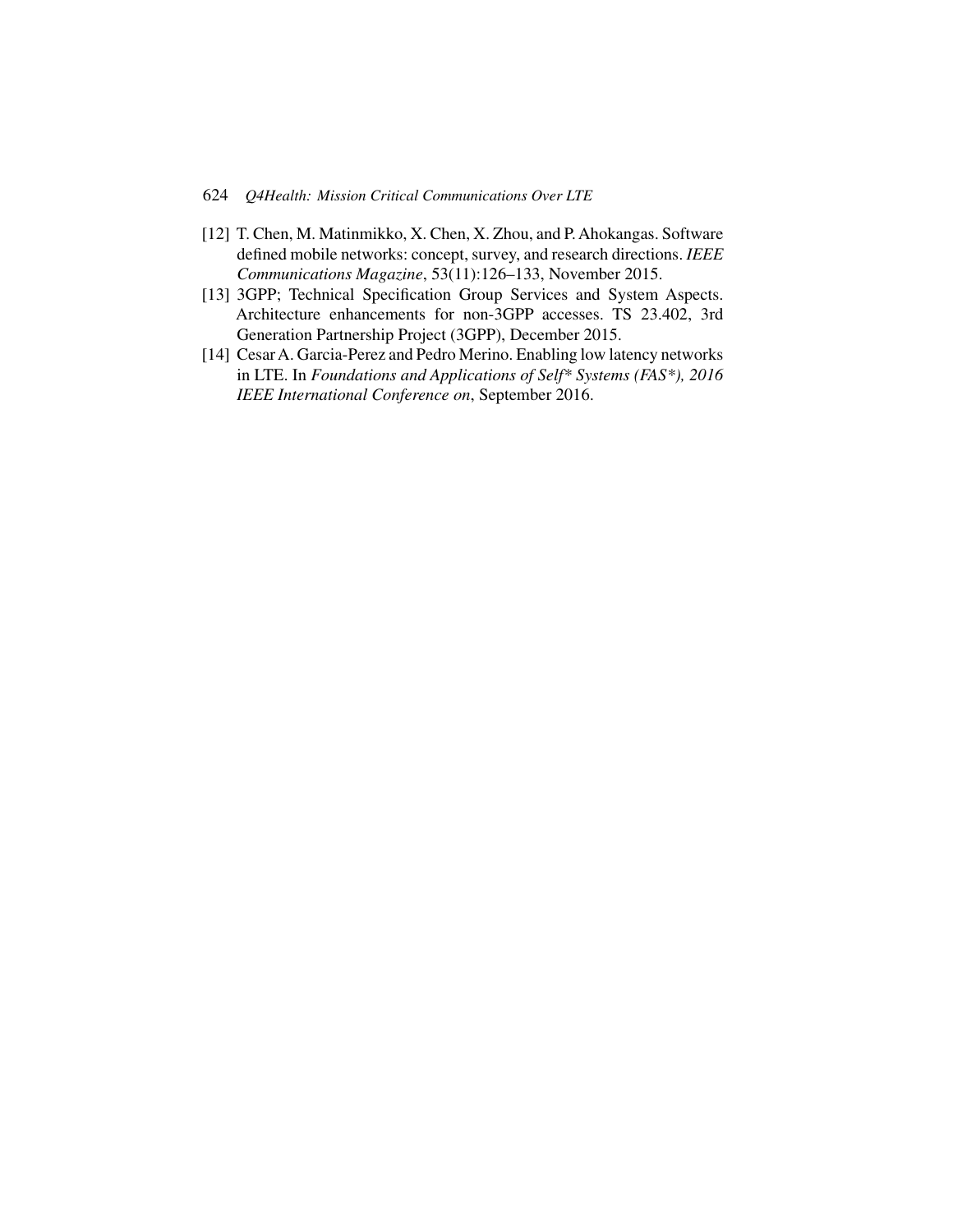[12] T. Chen, M. Matinmikko, X. Chen, X. Zhou, and P. Ahokangas. Software defined mobile networks: concept, survey, and research directions. *IEEE Communications Magazine*, 53(11):126–133, November 2015.

[13] 3GPP; Technical Specification Group Services and System Aspects. Architecture enhancements for non-3GPP accesses. TS 23.402, 3rd Generation Partnership Project (3GPP), December 2015.

[14] Cesar A. Garcia-Perez and Pedro Merino. Enabling low latency networks in LTE. In *Foundations and Applications of Self* Systems (FAS*), 2016 IEEE International Conference on*, September 2016.